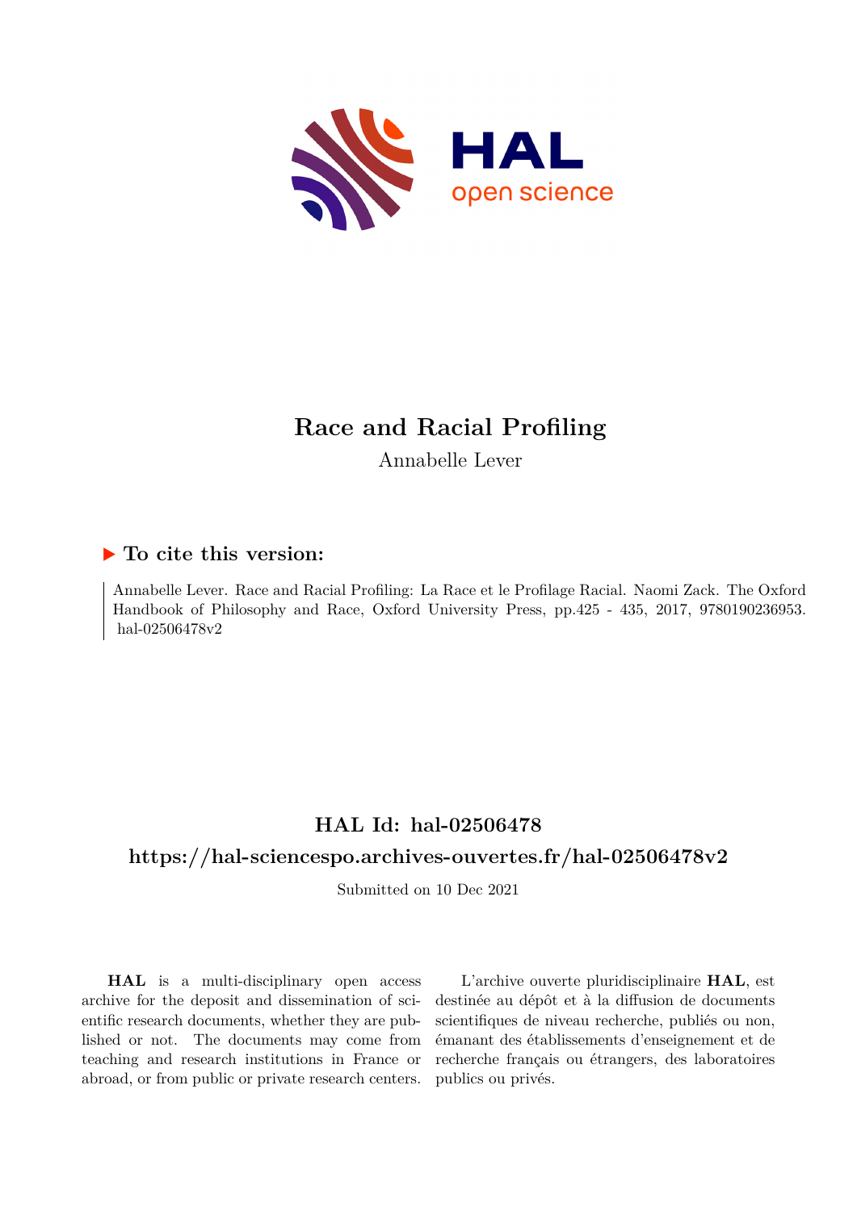# Race and Racial Profiling

Annabelle Lever

## ▶ To cite this version:

Annabelle Lever. Race and Racial Profiling: La Race et le Profilage Racial. Naomi Zack. The Oxford Handbook of Philosophy and Race, Oxford University Press, pp.425 - 435, 2017, 9780190236953. hal-02506478v2

## HAL Id: hal-02506478

## https://hal-sciencespo.archives-ouvertes.fr/hal-02506478v2

Submitted on 10 Dec 2021

**HAL** is a multi-disciplinary open access archive for the deposit and dissemination of scientific research documents, whether they are published or not. The documents may come from teaching and research institutions in France or abroad, or from public or private research centers.

L'archive ouverte pluridisciplinaire **HAL**, est destinée au dépôt et à la diffusion de documents scientifiques de niveau recherche, publiés ou non, émanant des établissements d'enseignement et de recherche français ou étrangers, des laboratoires publics ou privés.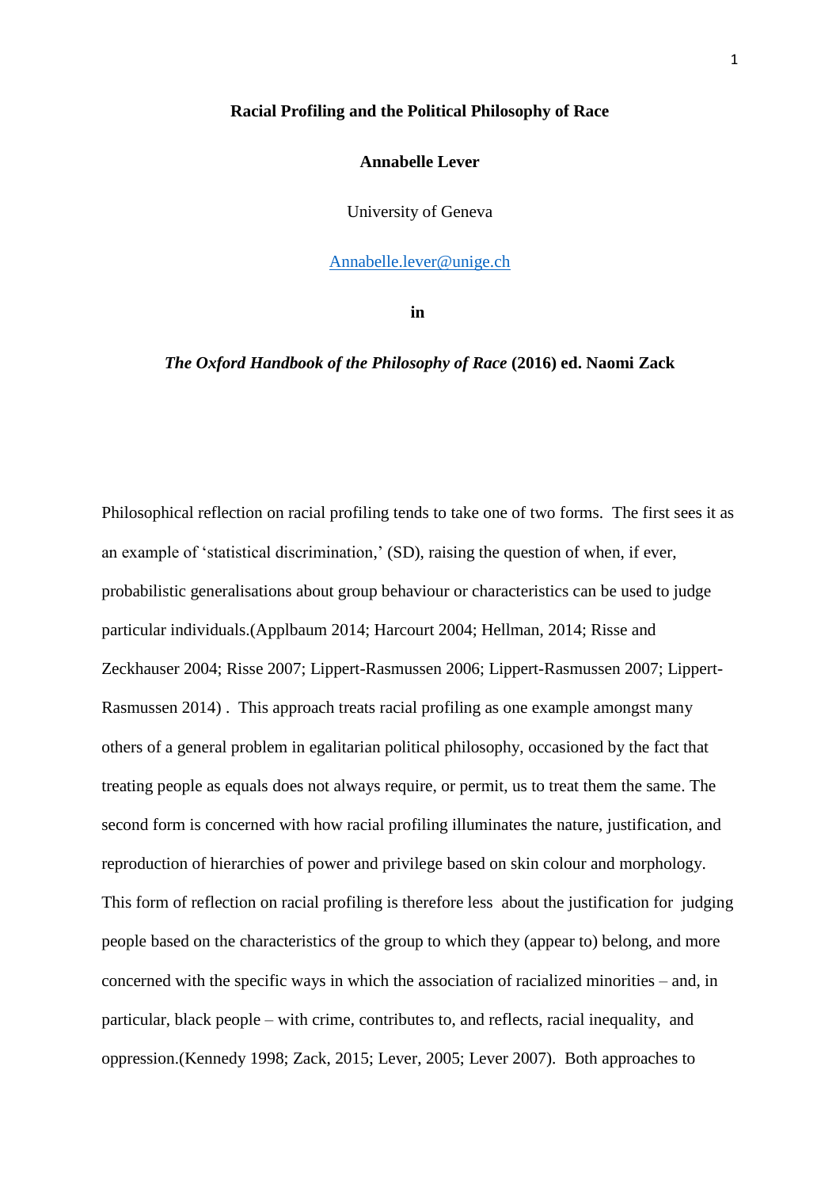**Racial Profiling and the Political Philosophy of Race**

**Annabelle Lever**

University of Geneva

Annabelle.lever@unige.ch

**in**

***The Oxford Handbook of the Philosophy of Race* (2016) ed. Naomi Zack**

Philosophical reflection on racial profiling tends to take one of two forms. The first sees it as an example of 'statistical discrimination,' (SD), raising the question of when, if ever, probabilistic generalisations about group behaviour or characteristics can be used to judge particular individuals.(Applbaum 2014; Harcourt 2004; Hellman, 2014; Risse and Zeckhauser 2004; Risse 2007; Lippert-Rasmussen 2006; Lippert-Rasmussen 2007; Lippert-Rasmussen 2014) . This approach treats racial profiling as one example amongst many others of a general problem in egalitarian political philosophy, occasioned by the fact that treating people as equals does not always require, or permit, us to treat them the same. The second form is concerned with how racial profiling illuminates the nature, justification, and reproduction of hierarchies of power and privilege based on skin colour and morphology. This form of reflection on racial profiling is therefore less about the justification for judging people based on the characteristics of the group to which they (appear to) belong, and more concerned with the specific ways in which the association of racialized minorities – and, in particular, black people – with crime, contributes to, and reflects, racial inequality, and oppression.(Kennedy 1998; Zack, 2015; Lever, 2005; Lever 2007). Both approaches to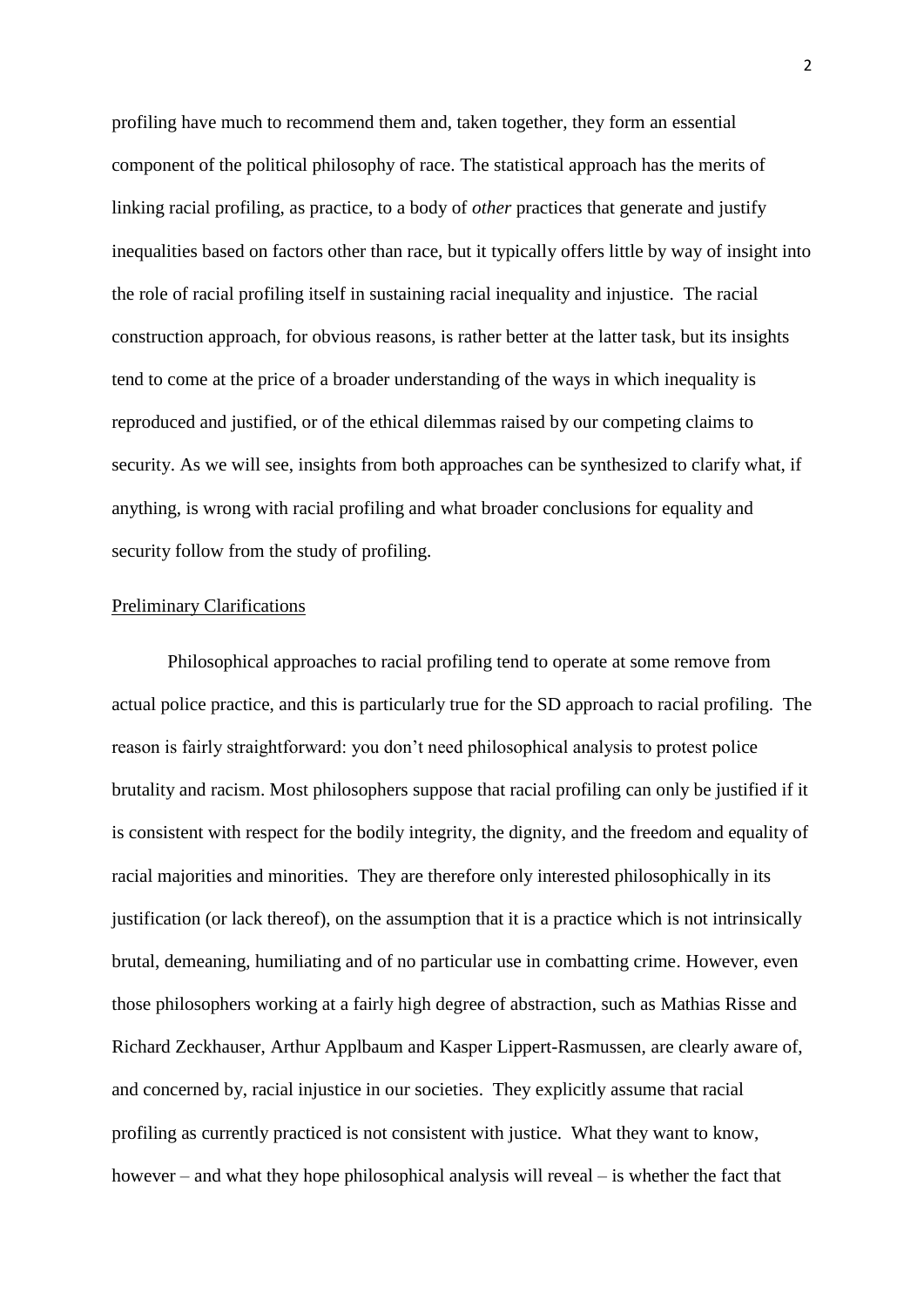profiling have much to recommend them and, taken together, they form an essential component of the political philosophy of race. The statistical approach has the merits of linking racial profiling, as practice, to a body of *other* practices that generate and justify inequalities based on factors other than race, but it typically offers little by way of insight into the role of racial profiling itself in sustaining racial inequality and injustice. The racial construction approach, for obvious reasons, is rather better at the latter task, but its insights tend to come at the price of a broader understanding of the ways in which inequality is reproduced and justified, or of the ethical dilemmas raised by our competing claims to security. As we will see, insights from both approaches can be synthesized to clarify what, if anything, is wrong with racial profiling and what broader conclusions for equality and security follow from the study of profiling.

## Preliminary Clarifications

Philosophical approaches to racial profiling tend to operate at some remove from actual police practice, and this is particularly true for the SD approach to racial profiling. The reason is fairly straightforward: you don't need philosophical analysis to protest police brutality and racism. Most philosophers suppose that racial profiling can only be justified if it is consistent with respect for the bodily integrity, the dignity, and the freedom and equality of racial majorities and minorities. They are therefore only interested philosophically in its justification (or lack thereof), on the assumption that it is a practice which is not intrinsically brutal, demeaning, humiliating and of no particular use in combatting crime. However, even those philosophers working at a fairly high degree of abstraction, such as Mathias Risse and Richard Zeckhauser, Arthur Applbaum and Kasper Lippert-Rasmussen, are clearly aware of, and concerned by, racial injustice in our societies. They explicitly assume that racial profiling as currently practiced is not consistent with justice. What they want to know, however – and what they hope philosophical analysis will reveal – is whether the fact that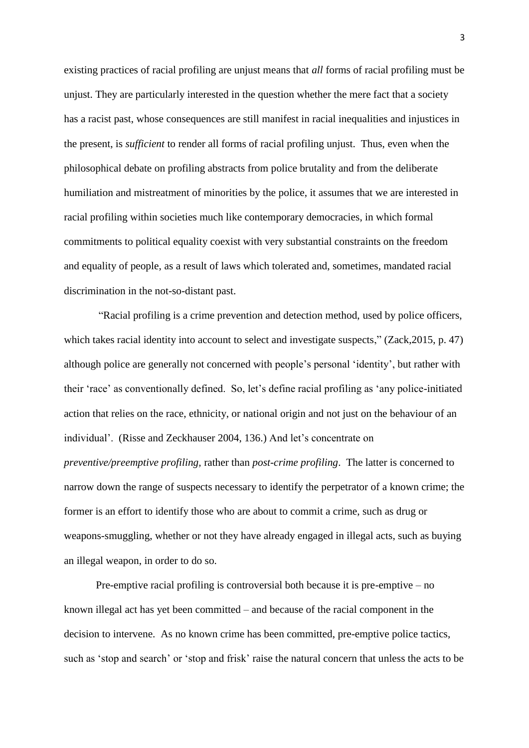existing practices of racial profiling are unjust means that *all* forms of racial profiling must be unjust. They are particularly interested in the question whether the mere fact that a society has a racist past, whose consequences are still manifest in racial inequalities and injustices in the present, is *sufficient* to render all forms of racial profiling unjust. Thus, even when the philosophical debate on profiling abstracts from police brutality and from the deliberate humiliation and mistreatment of minorities by the police, it assumes that we are interested in racial profiling within societies much like contemporary democracies, in which formal commitments to political equality coexist with very substantial constraints on the freedom and equality of people, as a result of laws which tolerated and, sometimes, mandated racial discrimination in the not-so-distant past.

"Racial profiling is a crime prevention and detection method, used by police officers, which takes racial identity into account to select and investigate suspects," (Zack,2015, p. 47) although police are generally not concerned with people's personal 'identity', but rather with their 'race' as conventionally defined. So, let's define racial profiling as 'any police-initiated action that relies on the race, ethnicity, or national origin and not just on the behaviour of an individual'. (Risse and Zeckhauser 2004, 136.) And let's concentrate on *preventive/preemptive profiling,* rather than *post-crime profiling*. The latter is concerned to narrow down the range of suspects necessary to identify the perpetrator of a known crime; the former is an effort to identify those who are about to commit a crime, such as drug or weapons-smuggling, whether or not they have already engaged in illegal acts, such as buying an illegal weapon, in order to do so.

Pre-emptive racial profiling is controversial both because it is pre-emptive – no known illegal act has yet been committed – and because of the racial component in the decision to intervene. As no known crime has been committed, pre-emptive police tactics, such as 'stop and search' or 'stop and frisk' raise the natural concern that unless the acts to be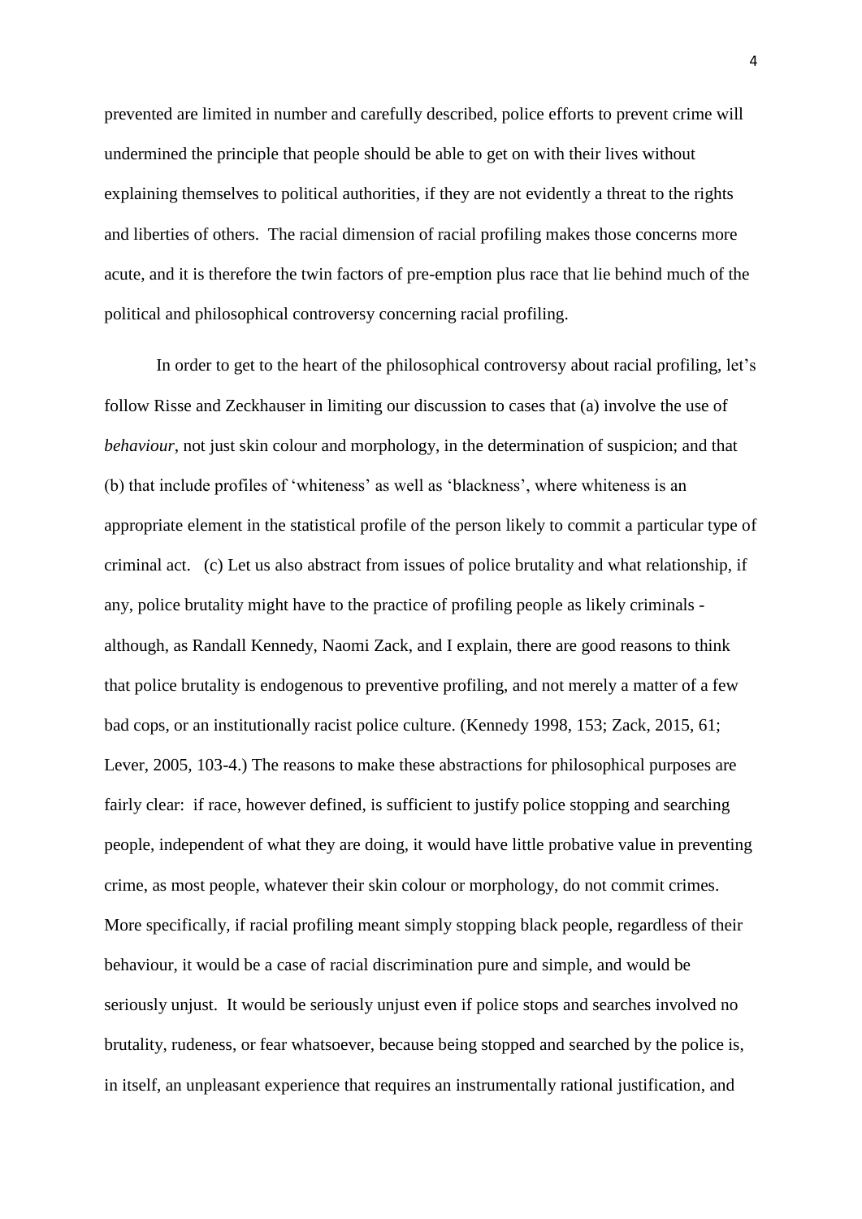prevented are limited in number and carefully described, police efforts to prevent crime will undermined the principle that people should be able to get on with their lives without explaining themselves to political authorities, if they are not evidently a threat to the rights and liberties of others. The racial dimension of racial profiling makes those concerns more acute, and it is therefore the twin factors of pre-emption plus race that lie behind much of the political and philosophical controversy concerning racial profiling.

In order to get to the heart of the philosophical controversy about racial profiling, let's follow Risse and Zeckhauser in limiting our discussion to cases that (a) involve the use of *behaviour*, not just skin colour and morphology, in the determination of suspicion; and that (b) that include profiles of 'whiteness' as well as 'blackness', where whiteness is an appropriate element in the statistical profile of the person likely to commit a particular type of criminal act. (c) Let us also abstract from issues of police brutality and what relationship, if any, police brutality might have to the practice of profiling people as likely criminals - although, as Randall Kennedy, Naomi Zack, and I explain, there are good reasons to think that police brutality is endogenous to preventive profiling, and not merely a matter of a few bad cops, or an institutionally racist police culture. (Kennedy 1998, 153; Zack, 2015, 61; Lever, 2005, 103-4.) The reasons to make these abstractions for philosophical purposes are fairly clear: if race, however defined, is sufficient to justify police stopping and searching people, independent of what they are doing, it would have little probative value in preventing crime, as most people, whatever their skin colour or morphology, do not commit crimes. More specifically, if racial profiling meant simply stopping black people, regardless of their behaviour, it would be a case of racial discrimination pure and simple, and would be seriously unjust. It would be seriously unjust even if police stops and searches involved no brutality, rudeness, or fear whatsoever, because being stopped and searched by the police is, in itself, an unpleasant experience that requires an instrumentally rational justification, and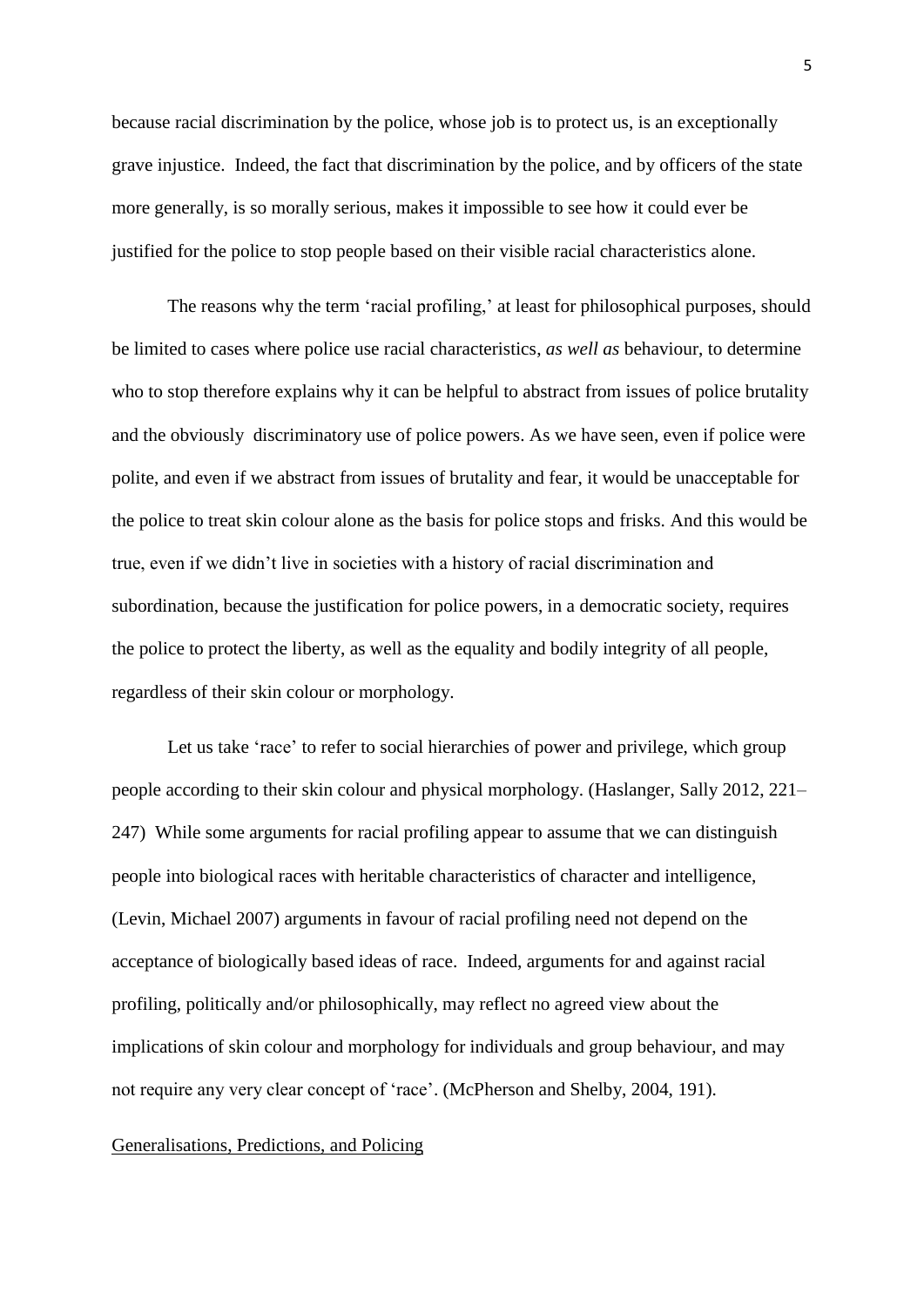because racial discrimination by the police, whose job is to protect us, is an exceptionally grave injustice. Indeed, the fact that discrimination by the police, and by officers of the state more generally, is so morally serious, makes it impossible to see how it could ever be justified for the police to stop people based on their visible racial characteristics alone.

The reasons why the term 'racial profiling,' at least for philosophical purposes, should be limited to cases where police use racial characteristics, *as well as* behaviour, to determine who to stop therefore explains why it can be helpful to abstract from issues of police brutality and the obviously discriminatory use of police powers. As we have seen, even if police were polite, and even if we abstract from issues of brutality and fear, it would be unacceptable for the police to treat skin colour alone as the basis for police stops and frisks. And this would be true, even if we didn't live in societies with a history of racial discrimination and subordination, because the justification for police powers, in a democratic society, requires the police to protect the liberty, as well as the equality and bodily integrity of all people, regardless of their skin colour or morphology.

Let us take 'race' to refer to social hierarchies of power and privilege, which group people according to their skin colour and physical morphology. (Haslanger, Sally 2012, 221–247) While some arguments for racial profiling appear to assume that we can distinguish people into biological races with heritable characteristics of character and intelligence, (Levin, Michael 2007) arguments in favour of racial profiling need not depend on the acceptance of biologically based ideas of race. Indeed, arguments for and against racial profiling, politically and/or philosophically, may reflect no agreed view about the implications of skin colour and morphology for individuals and group behaviour, and may not require any very clear concept of 'race'. (McPherson and Shelby, 2004, 191).

## Generalisations, Predictions, and Policing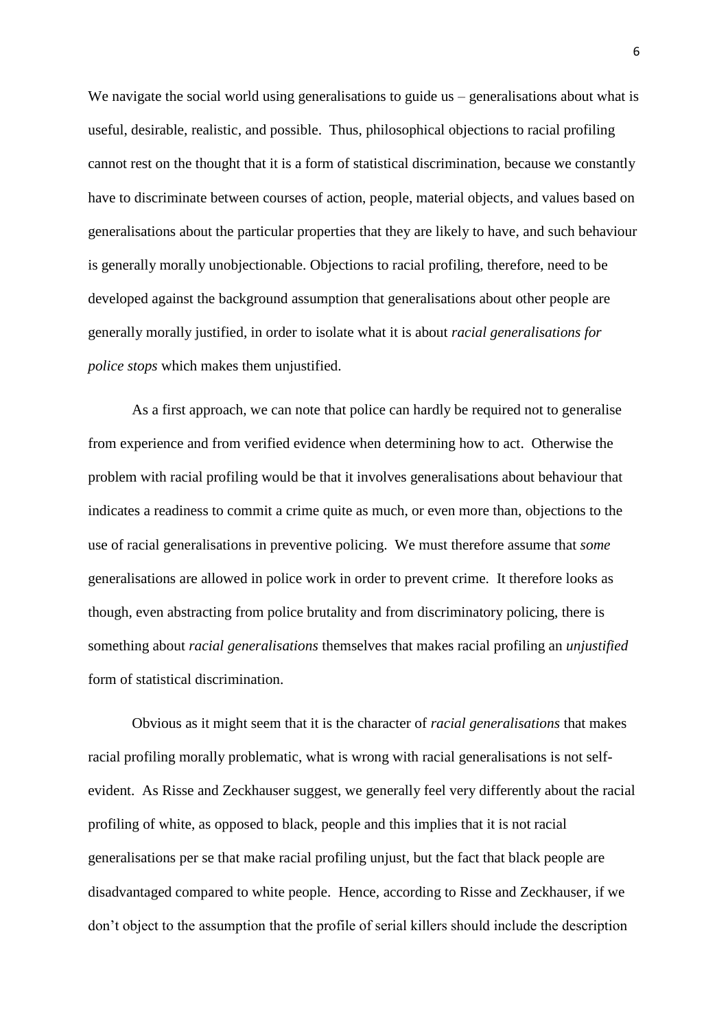We navigate the social world using generalisations to guide us – generalisations about what is useful, desirable, realistic, and possible. Thus, philosophical objections to racial profiling cannot rest on the thought that it is a form of statistical discrimination, because we constantly have to discriminate between courses of action, people, material objects, and values based on generalisations about the particular properties that they are likely to have, and such behaviour is generally morally unobjectionable. Objections to racial profiling, therefore, need to be developed against the background assumption that generalisations about other people are generally morally justified, in order to isolate what it is about *racial generalisations for police stops* which makes them unjustified.

As a first approach, we can note that police can hardly be required not to generalise from experience and from verified evidence when determining how to act. Otherwise the problem with racial profiling would be that it involves generalisations about behaviour that indicates a readiness to commit a crime quite as much, or even more than, objections to the use of racial generalisations in preventive policing. We must therefore assume that *some* generalisations are allowed in police work in order to prevent crime. It therefore looks as though, even abstracting from police brutality and from discriminatory policing, there is something about *racial generalisations* themselves that makes racial profiling an *unjustified* form of statistical discrimination.

Obvious as it might seem that it is the character of *racial generalisations* that makes racial profiling morally problematic, what is wrong with racial generalisations is not self-evident. As Risse and Zeckhauser suggest, we generally feel very differently about the racial profiling of white, as opposed to black, people and this implies that it is not racial generalisations per se that make racial profiling unjust, but the fact that black people are disadvantaged compared to white people. Hence, according to Risse and Zeckhauser, if we don't object to the assumption that the profile of serial killers should include the description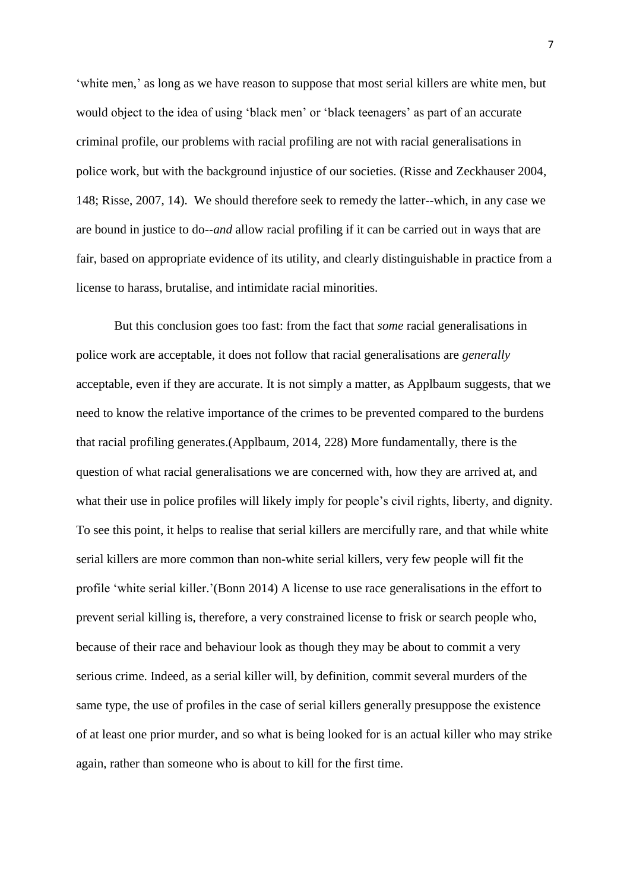'white men,' as long as we have reason to suppose that most serial killers are white men, but would object to the idea of using 'black men' or 'black teenagers' as part of an accurate criminal profile, our problems with racial profiling are not with racial generalisations in police work, but with the background injustice of our societies. (Risse and Zeckhauser 2004, 148; Risse, 2007, 14). We should therefore seek to remedy the latter--which, in any case we are bound in justice to do--*and* allow racial profiling if it can be carried out in ways that are fair, based on appropriate evidence of its utility, and clearly distinguishable in practice from a license to harass, brutalise, and intimidate racial minorities.

But this conclusion goes too fast: from the fact that *some* racial generalisations in police work are acceptable, it does not follow that racial generalisations are *generally* acceptable, even if they are accurate. It is not simply a matter, as Applbaum suggests, that we need to know the relative importance of the crimes to be prevented compared to the burdens that racial profiling generates.(Applbaum, 2014, 228) More fundamentally, there is the question of what racial generalisations we are concerned with, how they are arrived at, and what their use in police profiles will likely imply for people's civil rights, liberty, and dignity. To see this point, it helps to realise that serial killers are mercifully rare, and that while white serial killers are more common than non-white serial killers, very few people will fit the profile 'white serial killer.'(Bonn 2014) A license to use race generalisations in the effort to prevent serial killing is, therefore, a very constrained license to frisk or search people who, because of their race and behaviour look as though they may be about to commit a very serious crime. Indeed, as a serial killer will, by definition, commit several murders of the same type, the use of profiles in the case of serial killers generally presuppose the existence of at least one prior murder, and so what is being looked for is an actual killer who may strike again, rather than someone who is about to kill for the first time.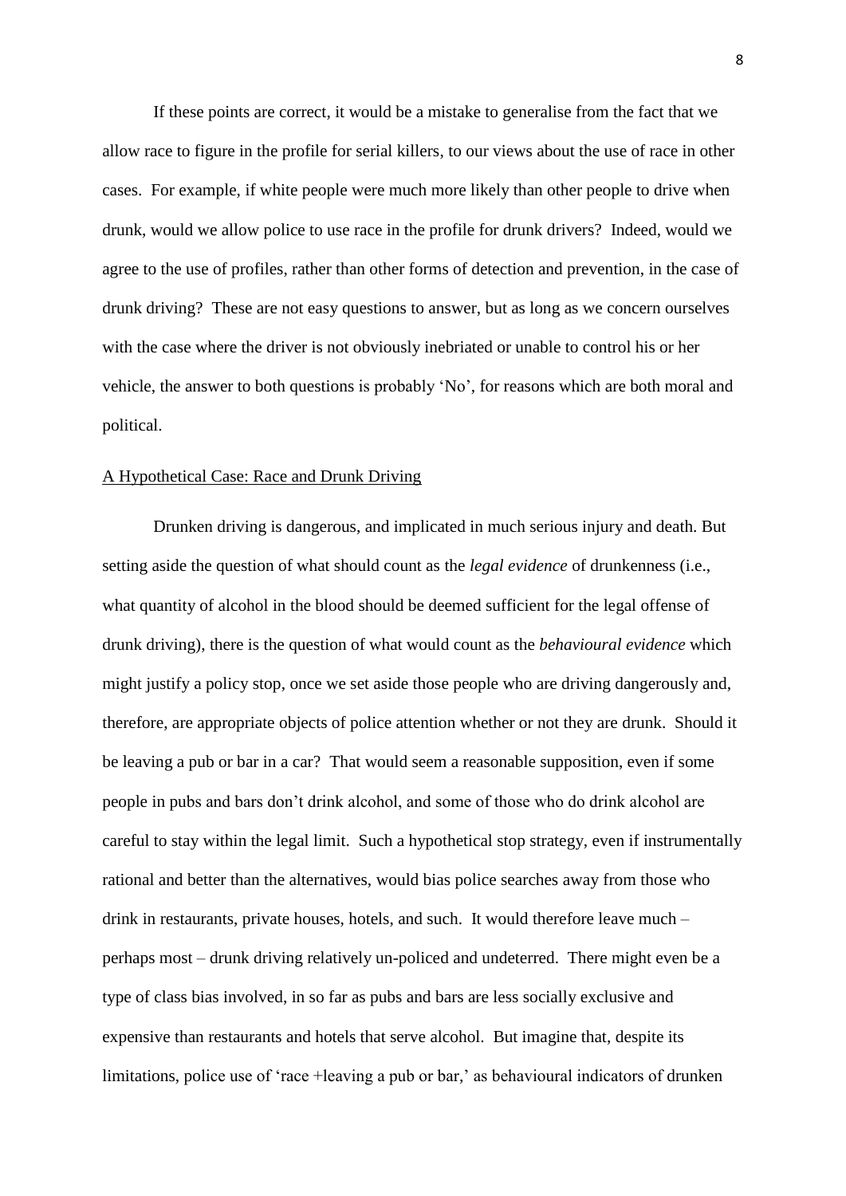If these points are correct, it would be a mistake to generalise from the fact that we allow race to figure in the profile for serial killers, to our views about the use of race in other cases. For example, if white people were much more likely than other people to drive when drunk, would we allow police to use race in the profile for drunk drivers? Indeed, would we agree to the use of profiles, rather than other forms of detection and prevention, in the case of drunk driving? These are not easy questions to answer, but as long as we concern ourselves with the case where the driver is not obviously inebriated or unable to control his or her vehicle, the answer to both questions is probably 'No', for reasons which are both moral and political.

## A Hypothetical Case: Race and Drunk Driving

Drunken driving is dangerous, and implicated in much serious injury and death. But setting aside the question of what should count as the *legal evidence* of drunkenness (i.e., what quantity of alcohol in the blood should be deemed sufficient for the legal offense of drunk driving), there is the question of what would count as the *behavioural evidence* which might justify a policy stop, once we set aside those people who are driving dangerously and, therefore, are appropriate objects of police attention whether or not they are drunk. Should it be leaving a pub or bar in a car? That would seem a reasonable supposition, even if some people in pubs and bars don't drink alcohol, and some of those who do drink alcohol are careful to stay within the legal limit. Such a hypothetical stop strategy, even if instrumentally rational and better than the alternatives, would bias police searches away from those who drink in restaurants, private houses, hotels, and such. It would therefore leave much – perhaps most – drunk driving relatively un-policed and undeterred. There might even be a type of class bias involved, in so far as pubs and bars are less socially exclusive and expensive than restaurants and hotels that serve alcohol. But imagine that, despite its limitations, police use of 'race +leaving a pub or bar,' as behavioural indicators of drunken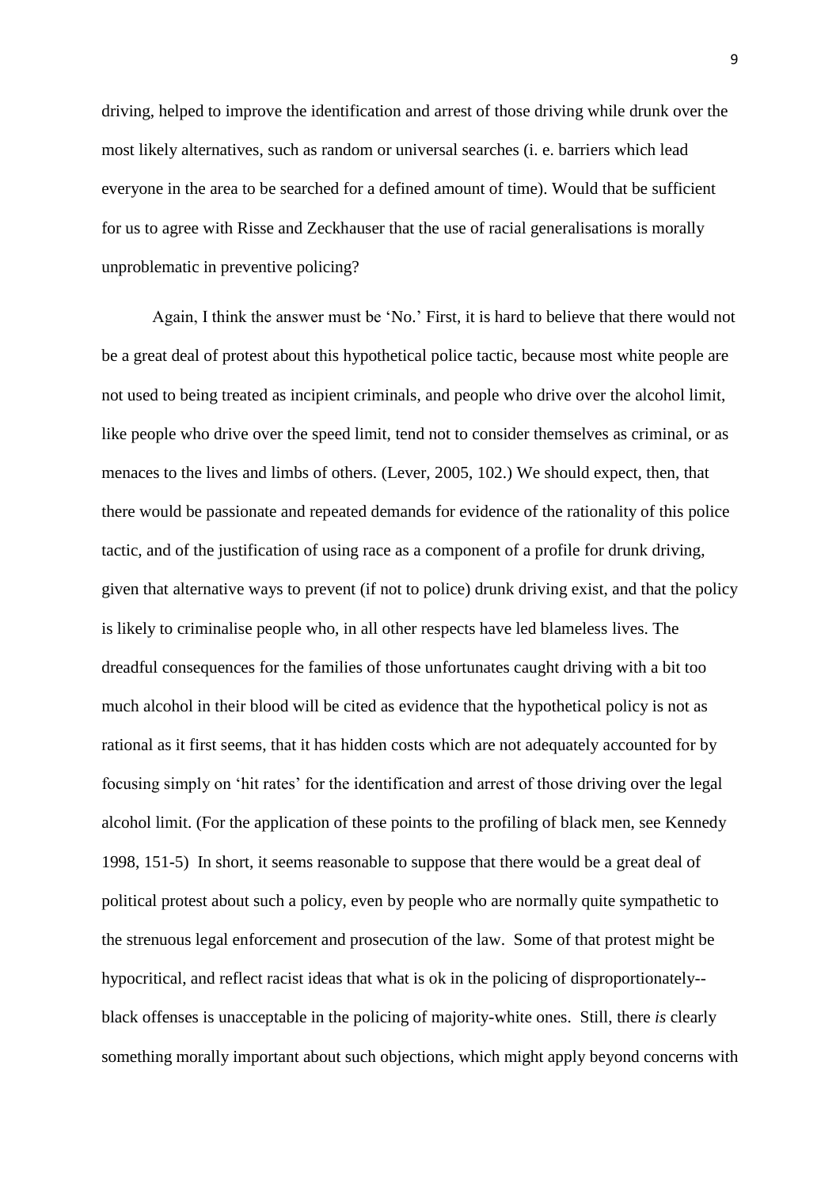driving, helped to improve the identification and arrest of those driving while drunk over the most likely alternatives, such as random or universal searches (i. e. barriers which lead everyone in the area to be searched for a defined amount of time). Would that be sufficient for us to agree with Risse and Zeckhauser that the use of racial generalisations is morally unproblematic in preventive policing?

Again, I think the answer must be 'No.' First, it is hard to believe that there would not be a great deal of protest about this hypothetical police tactic, because most white people are not used to being treated as incipient criminals, and people who drive over the alcohol limit, like people who drive over the speed limit, tend not to consider themselves as criminal, or as menaces to the lives and limbs of others. (Lever, 2005, 102.) We should expect, then, that there would be passionate and repeated demands for evidence of the rationality of this police tactic, and of the justification of using race as a component of a profile for drunk driving, given that alternative ways to prevent (if not to police) drunk driving exist, and that the policy is likely to criminalise people who, in all other respects have led blameless lives. The dreadful consequences for the families of those unfortunates caught driving with a bit too much alcohol in their blood will be cited as evidence that the hypothetical policy is not as rational as it first seems, that it has hidden costs which are not adequately accounted for by focusing simply on 'hit rates' for the identification and arrest of those driving over the legal alcohol limit. (For the application of these points to the profiling of black men, see Kennedy 1998, 151-5) In short, it seems reasonable to suppose that there would be a great deal of political protest about such a policy, even by people who are normally quite sympathetic to the strenuous legal enforcement and prosecution of the law. Some of that protest might be hypocritical, and reflect racist ideas that what is ok in the policing of disproportionately--black offenses is unacceptable in the policing of majority-white ones. Still, there *is* clearly something morally important about such objections, which might apply beyond concerns with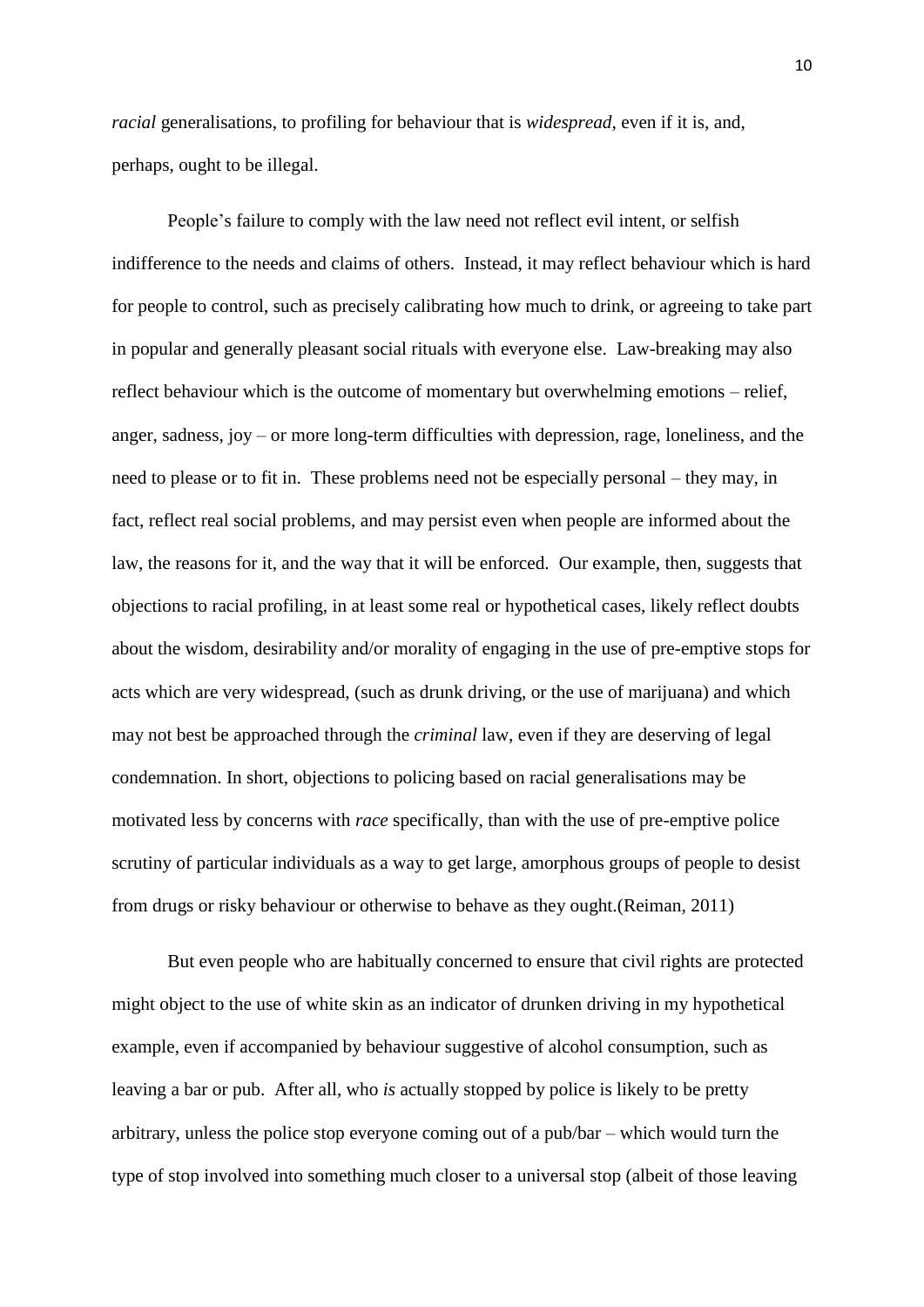*racial* generalisations, to profiling for behaviour that is *widespread*, even if it is, and, perhaps, ought to be illegal.

People's failure to comply with the law need not reflect evil intent, or selfish indifference to the needs and claims of others. Instead, it may reflect behaviour which is hard for people to control, such as precisely calibrating how much to drink, or agreeing to take part in popular and generally pleasant social rituals with everyone else. Law-breaking may also reflect behaviour which is the outcome of momentary but overwhelming emotions – relief, anger, sadness, joy – or more long-term difficulties with depression, rage, loneliness, and the need to please or to fit in. These problems need not be especially personal – they may, in fact, reflect real social problems, and may persist even when people are informed about the law, the reasons for it, and the way that it will be enforced. Our example, then, suggests that objections to racial profiling, in at least some real or hypothetical cases, likely reflect doubts about the wisdom, desirability and/or morality of engaging in the use of pre-emptive stops for acts which are very widespread, (such as drunk driving, or the use of marijuana) and which may not best be approached through the *criminal* law, even if they are deserving of legal condemnation. In short, objections to policing based on racial generalisations may be motivated less by concerns with *race* specifically, than with the use of pre-emptive police scrutiny of particular individuals as a way to get large, amorphous groups of people to desist from drugs or risky behaviour or otherwise to behave as they ought.(Reiman, 2011)

But even people who are habitually concerned to ensure that civil rights are protected might object to the use of white skin as an indicator of drunken driving in my hypothetical example, even if accompanied by behaviour suggestive of alcohol consumption, such as leaving a bar or pub. After all, who *is* actually stopped by police is likely to be pretty arbitrary, unless the police stop everyone coming out of a pub/bar – which would turn the type of stop involved into something much closer to a universal stop (albeit of those leaving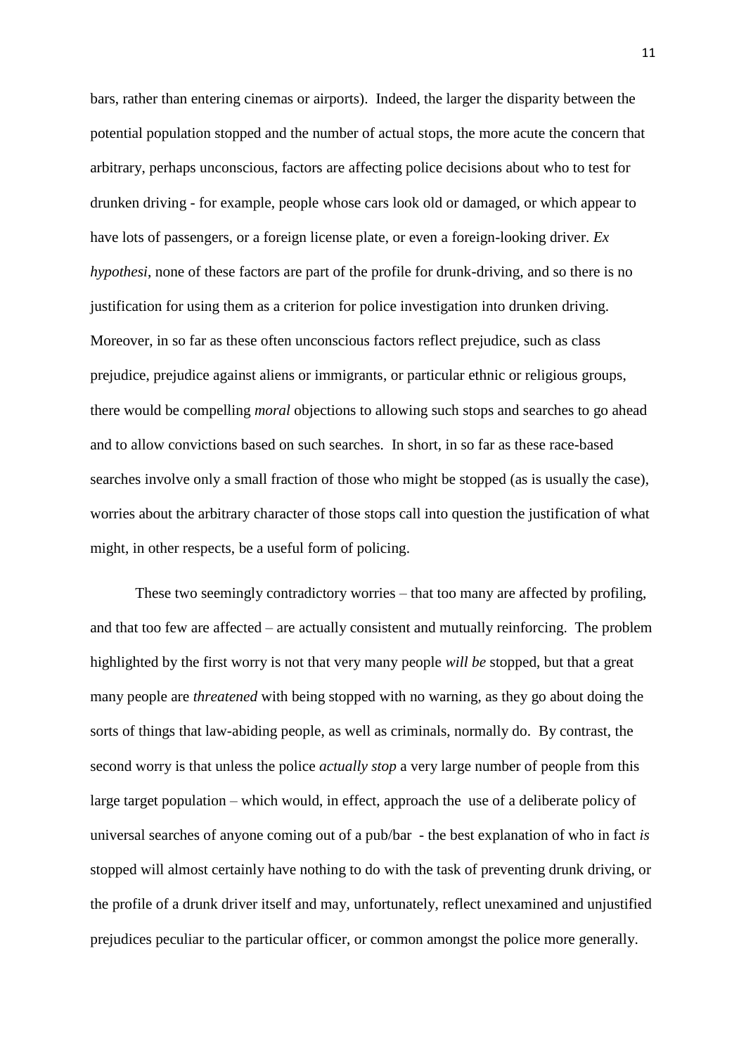bars, rather than entering cinemas or airports). Indeed, the larger the disparity between the potential population stopped and the number of actual stops, the more acute the concern that arbitrary, perhaps unconscious, factors are affecting police decisions about who to test for drunken driving - for example, people whose cars look old or damaged, or which appear to have lots of passengers, or a foreign license plate, or even a foreign-looking driver. *Ex hypothesi*, none of these factors are part of the profile for drunk-driving, and so there is no justification for using them as a criterion for police investigation into drunken driving. Moreover, in so far as these often unconscious factors reflect prejudice, such as class prejudice, prejudice against aliens or immigrants, or particular ethnic or religious groups, there would be compelling *moral* objections to allowing such stops and searches to go ahead and to allow convictions based on such searches. In short, in so far as these race-based searches involve only a small fraction of those who might be stopped (as is usually the case), worries about the arbitrary character of those stops call into question the justification of what might, in other respects, be a useful form of policing.

These two seemingly contradictory worries – that too many are affected by profiling, and that too few are affected – are actually consistent and mutually reinforcing. The problem highlighted by the first worry is not that very many people *will be* stopped, but that a great many people are *threatened* with being stopped with no warning, as they go about doing the sorts of things that law-abiding people, as well as criminals, normally do. By contrast, the second worry is that unless the police *actually stop* a very large number of people from this large target population – which would, in effect, approach the use of a deliberate policy of universal searches of anyone coming out of a pub/bar - the best explanation of who in fact *is* stopped will almost certainly have nothing to do with the task of preventing drunk driving, or the profile of a drunk driver itself and may, unfortunately, reflect unexamined and unjustified prejudices peculiar to the particular officer, or common amongst the police more generally.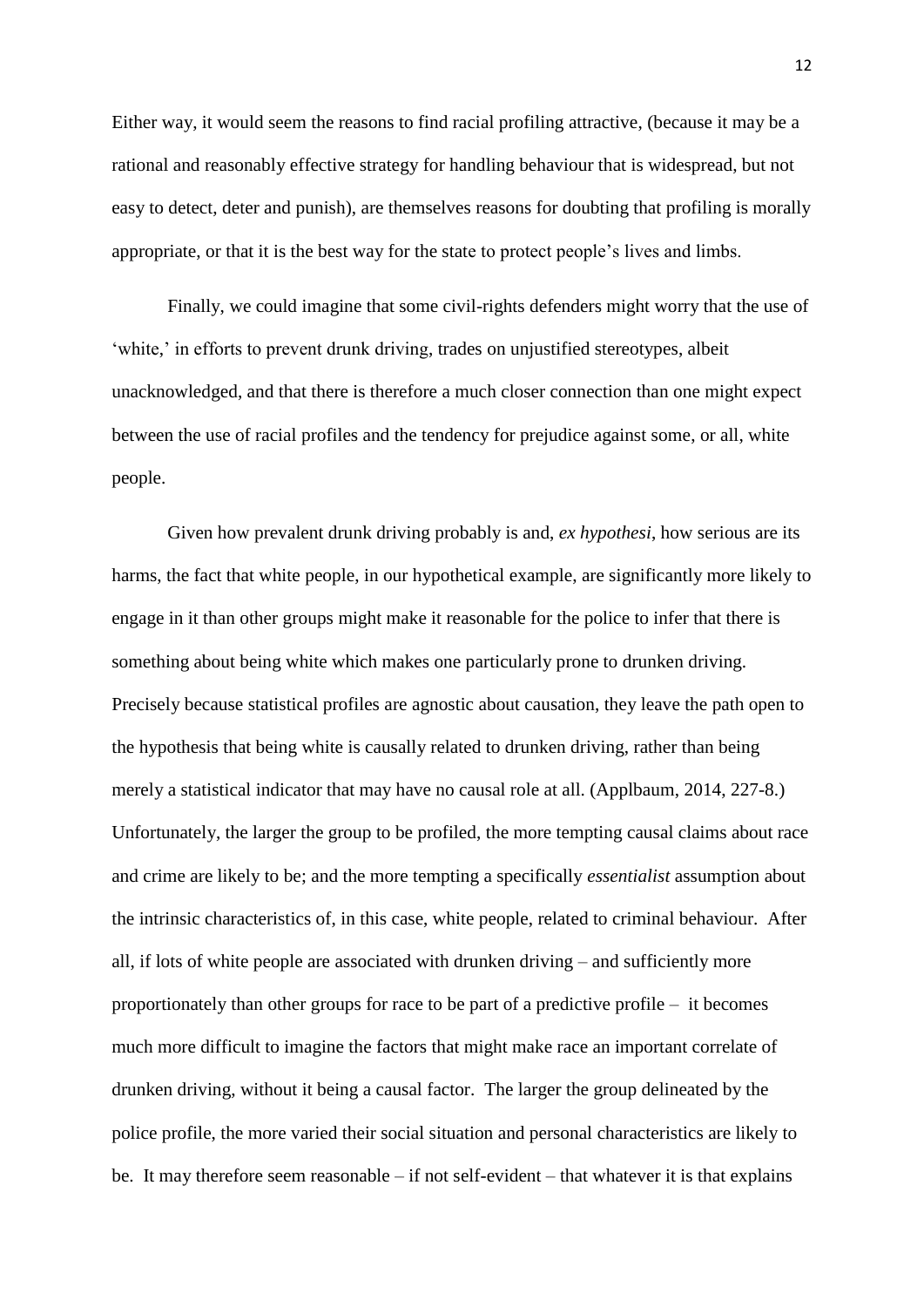Either way, it would seem the reasons to find racial profiling attractive, (because it may be a rational and reasonably effective strategy for handling behaviour that is widespread, but not easy to detect, deter and punish), are themselves reasons for doubting that profiling is morally appropriate, or that it is the best way for the state to protect people's lives and limbs.

Finally, we could imagine that some civil-rights defenders might worry that the use of 'white,' in efforts to prevent drunk driving, trades on unjustified stereotypes, albeit unacknowledged, and that there is therefore a much closer connection than one might expect between the use of racial profiles and the tendency for prejudice against some, or all, white people.

Given how prevalent drunk driving probably is and, *ex hypothesi*, how serious are its harms, the fact that white people, in our hypothetical example, are significantly more likely to engage in it than other groups might make it reasonable for the police to infer that there is something about being white which makes one particularly prone to drunken driving. Precisely because statistical profiles are agnostic about causation, they leave the path open to the hypothesis that being white is causally related to drunken driving, rather than being merely a statistical indicator that may have no causal role at all. (Applbaum, 2014, 227-8.) Unfortunately, the larger the group to be profiled, the more tempting causal claims about race and crime are likely to be; and the more tempting a specifically *essentialist* assumption about the intrinsic characteristics of, in this case, white people, related to criminal behaviour. After all, if lots of white people are associated with drunken driving – and sufficiently more proportionately than other groups for race to be part of a predictive profile – it becomes much more difficult to imagine the factors that might make race an important correlate of drunken driving, without it being a causal factor. The larger the group delineated by the police profile, the more varied their social situation and personal characteristics are likely to be. It may therefore seem reasonable – if not self-evident – that whatever it is that explains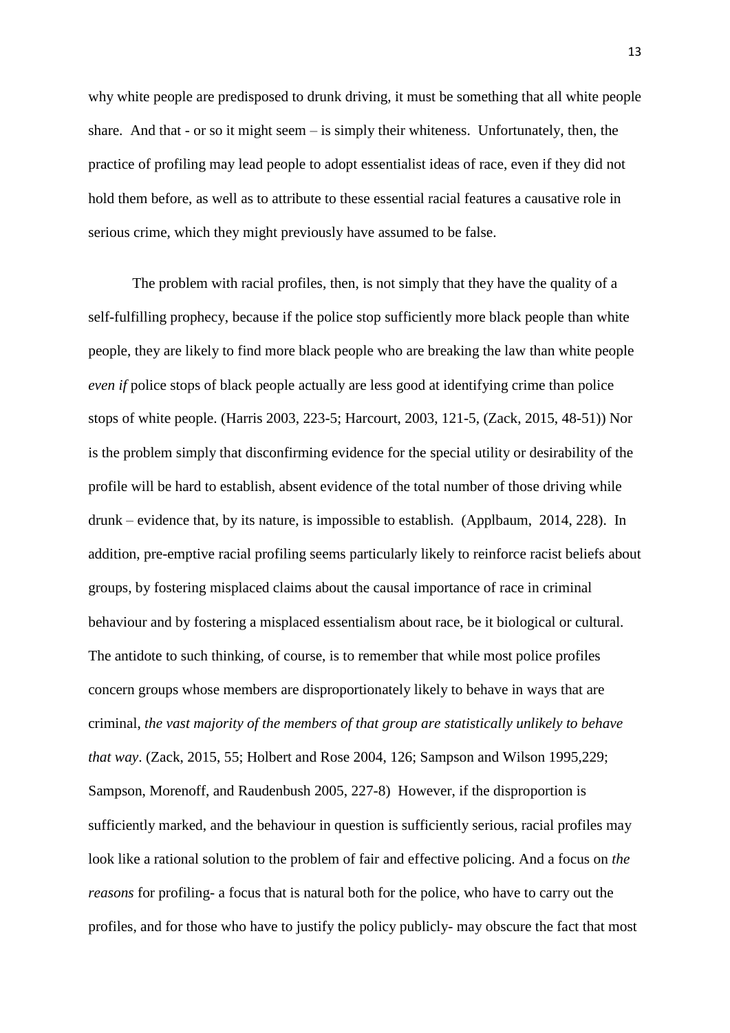why white people are predisposed to drunk driving, it must be something that all white people share. And that - or so it might seem – is simply their whiteness. Unfortunately, then, the practice of profiling may lead people to adopt essentialist ideas of race, even if they did not hold them before, as well as to attribute to these essential racial features a causative role in serious crime, which they might previously have assumed to be false.

The problem with racial profiles, then, is not simply that they have the quality of a self-fulfilling prophecy, because if the police stop sufficiently more black people than white people, they are likely to find more black people who are breaking the law than white people *even if* police stops of black people actually are less good at identifying crime than police stops of white people. (Harris 2003, 223-5; Harcourt, 2003, 121-5, (Zack, 2015, 48-51)) Nor is the problem simply that disconfirming evidence for the special utility or desirability of the profile will be hard to establish, absent evidence of the total number of those driving while drunk – evidence that, by its nature, is impossible to establish. (Applbaum, 2014, 228). In addition, pre-emptive racial profiling seems particularly likely to reinforce racist beliefs about groups, by fostering misplaced claims about the causal importance of race in criminal behaviour and by fostering a misplaced essentialism about race, be it biological or cultural. The antidote to such thinking, of course, is to remember that while most police profiles concern groups whose members are disproportionately likely to behave in ways that are criminal, *the vast majority of the members of that group are statistically unlikely to behave that way*. (Zack, 2015, 55; Holbert and Rose 2004, 126; Sampson and Wilson 1995,229; Sampson, Morenoff, and Raudenbush 2005, 227-8) However, if the disproportion is sufficiently marked, and the behaviour in question is sufficiently serious, racial profiles may look like a rational solution to the problem of fair and effective policing. And a focus on *the reasons* for profiling- a focus that is natural both for the police, who have to carry out the profiles, and for those who have to justify the policy publicly- may obscure the fact that most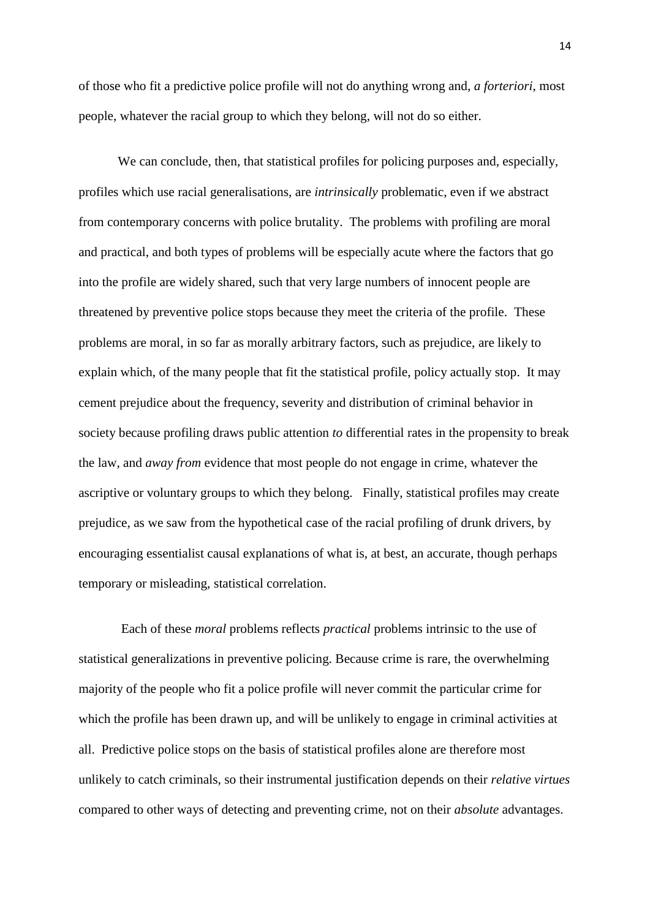of those who fit a predictive police profile will not do anything wrong and, *a forteriori*, most people, whatever the racial group to which they belong, will not do so either.

We can conclude, then, that statistical profiles for policing purposes and, especially, profiles which use racial generalisations, are *intrinsically* problematic, even if we abstract from contemporary concerns with police brutality. The problems with profiling are moral and practical, and both types of problems will be especially acute where the factors that go into the profile are widely shared, such that very large numbers of innocent people are threatened by preventive police stops because they meet the criteria of the profile. These problems are moral, in so far as morally arbitrary factors, such as prejudice, are likely to explain which, of the many people that fit the statistical profile, policy actually stop. It may cement prejudice about the frequency, severity and distribution of criminal behavior in society because profiling draws public attention *to* differential rates in the propensity to break the law, and *away from* evidence that most people do not engage in crime, whatever the ascriptive or voluntary groups to which they belong. Finally, statistical profiles may create prejudice, as we saw from the hypothetical case of the racial profiling of drunk drivers, by encouraging essentialist causal explanations of what is, at best, an accurate, though perhaps temporary or misleading, statistical correlation.

Each of these *moral* problems reflects *practical* problems intrinsic to the use of statistical generalizations in preventive policing. Because crime is rare, the overwhelming majority of the people who fit a police profile will never commit the particular crime for which the profile has been drawn up, and will be unlikely to engage in criminal activities at all. Predictive police stops on the basis of statistical profiles alone are therefore most unlikely to catch criminals, so their instrumental justification depends on their *relative virtues* compared to other ways of detecting and preventing crime, not on their *absolute* advantages.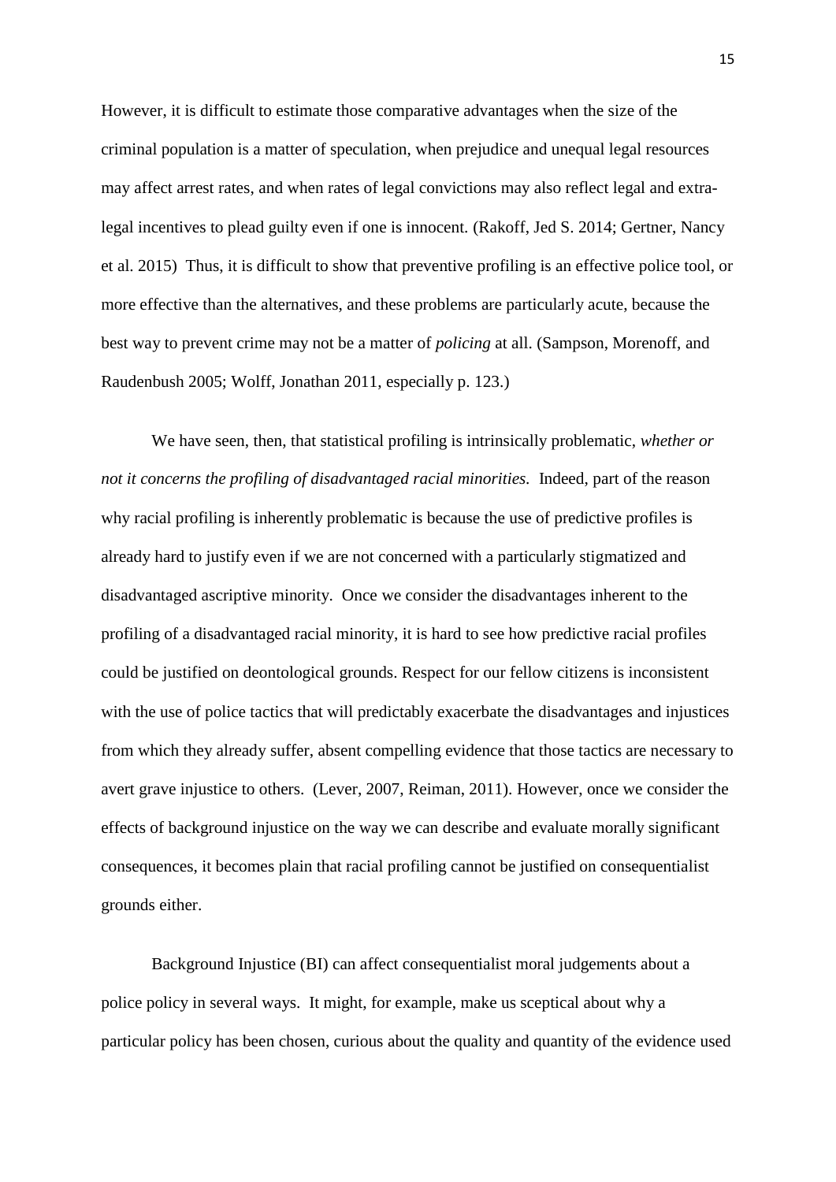However, it is difficult to estimate those comparative advantages when the size of the criminal population is a matter of speculation, when prejudice and unequal legal resources may affect arrest rates, and when rates of legal convictions may also reflect legal and extra-legal incentives to plead guilty even if one is innocent. (Rakoff, Jed S. 2014; Gertner, Nancy et al. 2015) Thus, it is difficult to show that preventive profiling is an effective police tool, or more effective than the alternatives, and these problems are particularly acute, because the best way to prevent crime may not be a matter of *policing* at all. (Sampson, Morenoff, and Raudenbush 2005; Wolff, Jonathan 2011, especially p. 123.)

We have seen, then, that statistical profiling is intrinsically problematic, *whether or not it concerns the profiling of disadvantaged racial minorities.* Indeed, part of the reason why racial profiling is inherently problematic is because the use of predictive profiles is already hard to justify even if we are not concerned with a particularly stigmatized and disadvantaged ascriptive minority. Once we consider the disadvantages inherent to the profiling of a disadvantaged racial minority, it is hard to see how predictive racial profiles could be justified on deontological grounds. Respect for our fellow citizens is inconsistent with the use of police tactics that will predictably exacerbate the disadvantages and injustices from which they already suffer, absent compelling evidence that those tactics are necessary to avert grave injustice to others. (Lever, 2007, Reiman, 2011). However, once we consider the effects of background injustice on the way we can describe and evaluate morally significant consequences, it becomes plain that racial profiling cannot be justified on consequentialist grounds either.

Background Injustice (BI) can affect consequentialist moral judgements about a police policy in several ways. It might, for example, make us sceptical about why a particular policy has been chosen, curious about the quality and quantity of the evidence used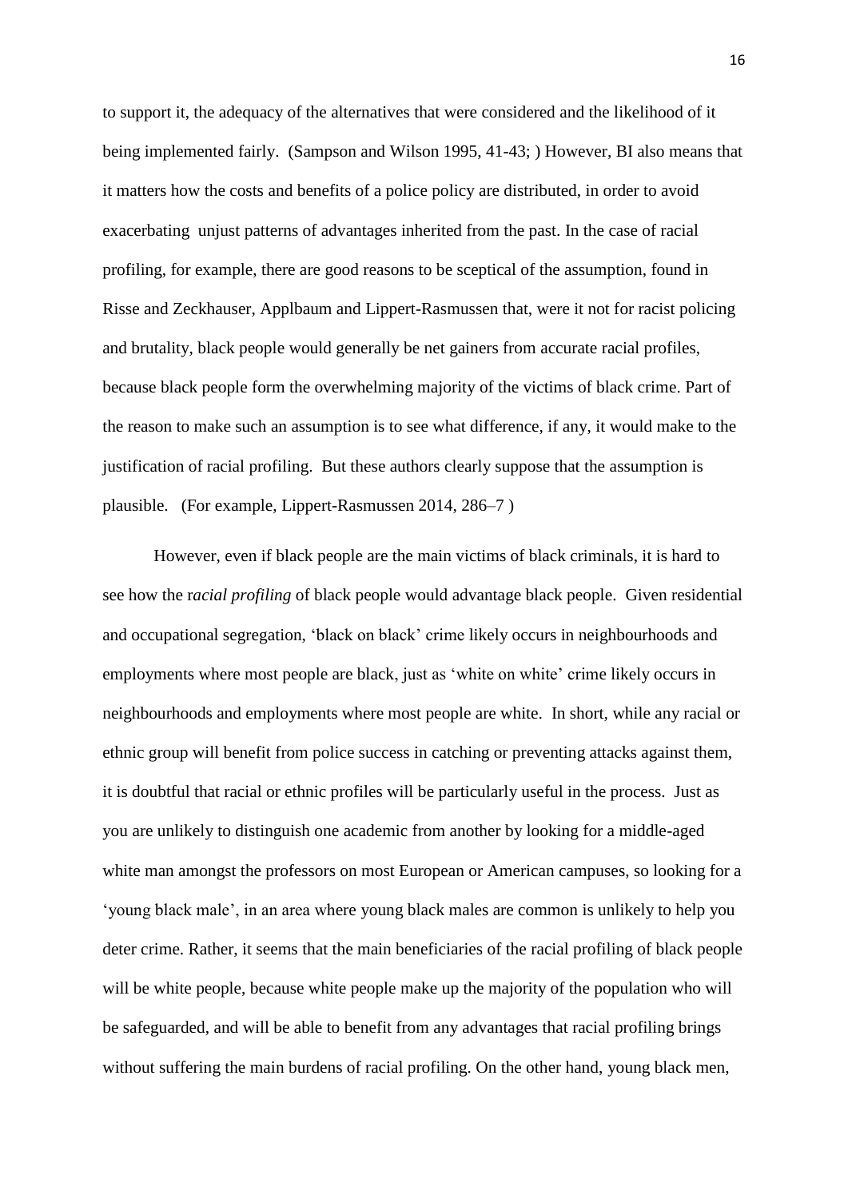to support it, the adequacy of the alternatives that were considered and the likelihood of it being implemented fairly. (Sampson and Wilson 1995, 41-43; ) However, BI also means that it matters how the costs and benefits of a police policy are distributed, in order to avoid exacerbating unjust patterns of advantages inherited from the past. In the case of racial profiling, for example, there are good reasons to be sceptical of the assumption, found in Risse and Zeckhauser, Applbaum and Lippert-Rasmussen that, were it not for racist policing and brutality, black people would generally be net gainers from accurate racial profiles, because black people form the overwhelming majority of the victims of black crime. Part of the reason to make such an assumption is to see what difference, if any, it would make to the justification of racial profiling. But these authors clearly suppose that the assumption is plausible. (For example, Lippert-Rasmussen 2014, 286–7 )

However, even if black people are the main victims of black criminals, it is hard to see how the r*acial profiling* of black people would advantage black people. Given residential and occupational segregation, 'black on black' crime likely occurs in neighbourhoods and employments where most people are black, just as 'white on white' crime likely occurs in neighbourhoods and employments where most people are white. In short, while any racial or ethnic group will benefit from police success in catching or preventing attacks against them, it is doubtful that racial or ethnic profiles will be particularly useful in the process. Just as you are unlikely to distinguish one academic from another by looking for a middle-aged white man amongst the professors on most European or American campuses, so looking for a 'young black male', in an area where young black males are common is unlikely to help you deter crime. Rather, it seems that the main beneficiaries of the racial profiling of black people will be white people, because white people make up the majority of the population who will be safeguarded, and will be able to benefit from any advantages that racial profiling brings without suffering the main burdens of racial profiling. On the other hand, young black men,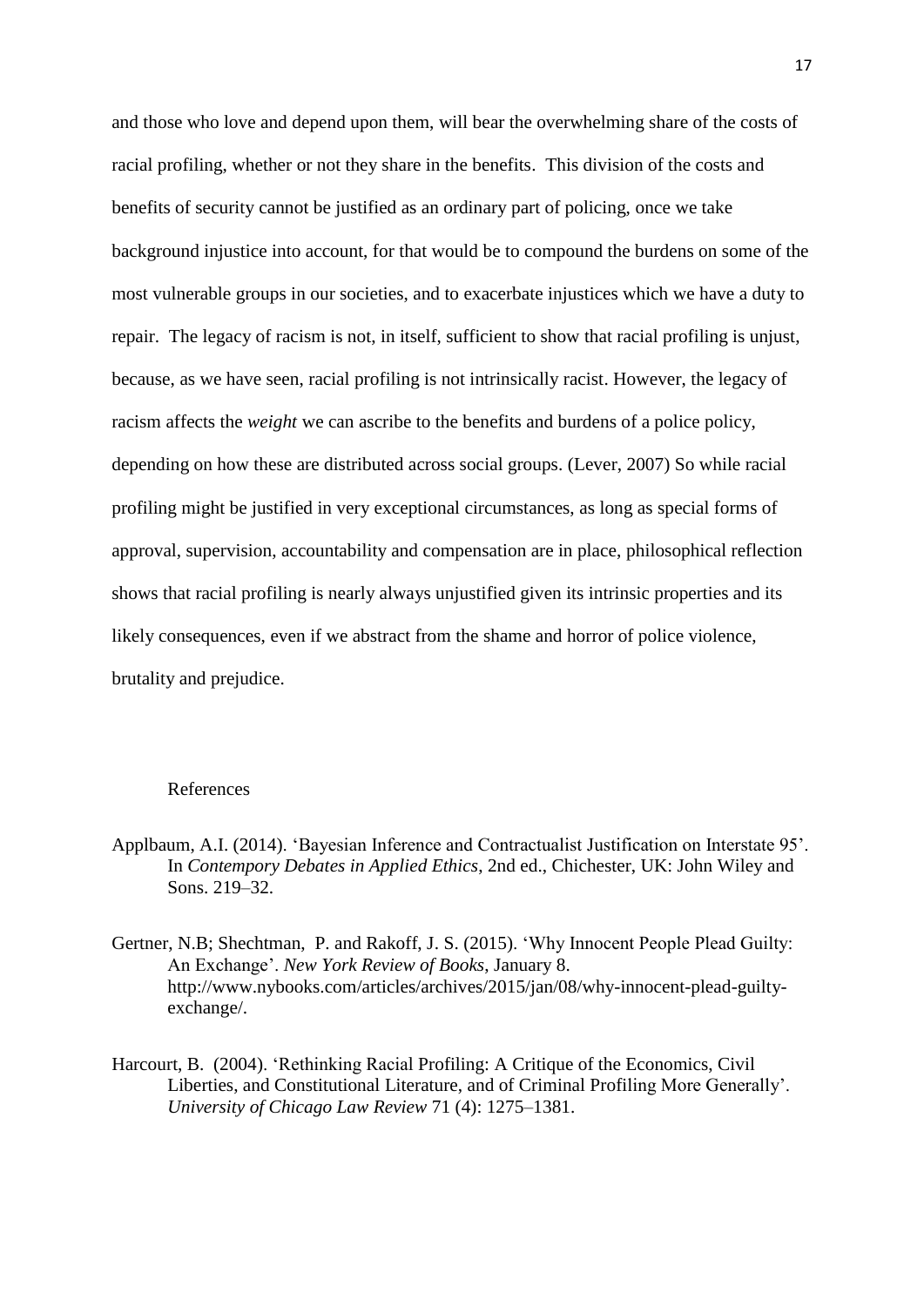and those who love and depend upon them, will bear the overwhelming share of the costs of racial profiling, whether or not they share in the benefits. This division of the costs and benefits of security cannot be justified as an ordinary part of policing, once we take background injustice into account, for that would be to compound the burdens on some of the most vulnerable groups in our societies, and to exacerbate injustices which we have a duty to repair. The legacy of racism is not, in itself, sufficient to show that racial profiling is unjust, because, as we have seen, racial profiling is not intrinsically racist. However, the legacy of racism affects the *weight* we can ascribe to the benefits and burdens of a police policy, depending on how these are distributed across social groups. (Lever, 2007) So while racial profiling might be justified in very exceptional circumstances, as long as special forms of approval, supervision, accountability and compensation are in place, philosophical reflection shows that racial profiling is nearly always unjustified given its intrinsic properties and its likely consequences, even if we abstract from the shame and horror of police violence, brutality and prejudice.

## References

Applbaum, A.I. (2014). 'Bayesian Inference and Contractualist Justification on Interstate 95'. In *Contempory Debates in Applied Ethics*, 2nd ed., Chichester, UK: John Wiley and Sons. 219–32.

Gertner, N.B; Shechtman, P. and Rakoff, J. S. (2015). 'Why Innocent People Plead Guilty: An Exchange'. *New York Review of Books*, January 8. http://www.nybooks.com/articles/archives/2015/jan/08/why-innocent-plead-guilty-exchange/.

Harcourt, B. (2004). 'Rethinking Racial Profiling: A Critique of the Economics, Civil Liberties, and Constitutional Literature, and of Criminal Profiling More Generally'. *University of Chicago Law Review* 71 (4): 1275–1381.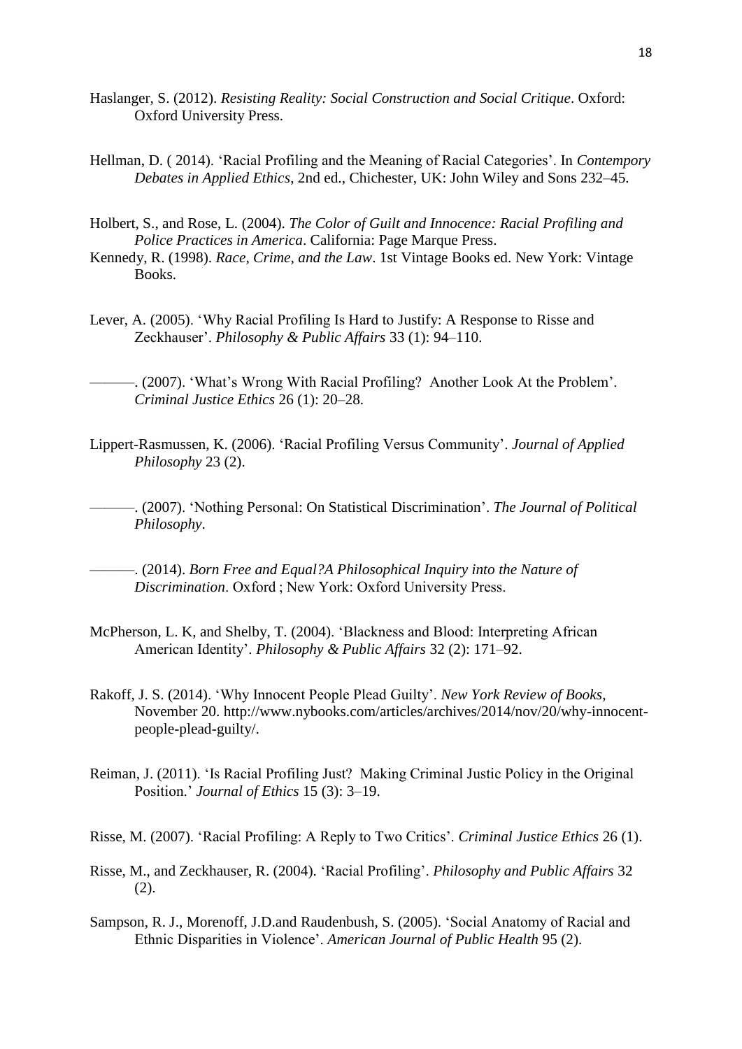Haslanger, S. (2012). *Resisting Reality: Social Construction and Social Critique*. Oxford: Oxford University Press.

Hellman, D. ( 2014). 'Racial Profiling and the Meaning of Racial Categories'. In *Contempory Debates in Applied Ethics*, 2nd ed., Chichester, UK: John Wiley and Sons 232–45.

Holbert, S., and Rose, L. (2004). *The Color of Guilt and Innocence: Racial Profiling and Police Practices in America*. California: Page Marque Press.

Kennedy, R. (1998). *Race, Crime, and the Law*. 1st Vintage Books ed. New York: Vintage Books.

Lever, A. (2005). 'Why Racial Profiling Is Hard to Justify: A Response to Risse and Zeckhauser'. *Philosophy & Public Affairs* 33 (1): 94–110.

———. (2007). 'What's Wrong With Racial Profiling? Another Look At the Problem'. *Criminal Justice Ethics* 26 (1): 20–28.

Lippert-Rasmussen, K. (2006). 'Racial Profiling Versus Community'. *Journal of Applied Philosophy* 23 (2).

———. (2007). 'Nothing Personal: On Statistical Discrimination'. *The Journal of Political Philosophy*.

———. (2014). *Born Free and Equal?A Philosophical Inquiry into the Nature of Discrimination*. Oxford ; New York: Oxford University Press.

McPherson, L. K, and Shelby, T. (2004). 'Blackness and Blood: Interpreting African American Identity'. *Philosophy & Public Affairs* 32 (2): 171–92.

Rakoff, J. S. (2014). 'Why Innocent People Plead Guilty'. *New York Review of Books*, November 20. http://www.nybooks.com/articles/archives/2014/nov/20/why-innocent-people-plead-guilty/.

Reiman, J. (2011). 'Is Racial Profiling Just? Making Criminal Justic Policy in the Original Position.' *Journal of Ethics* 15 (3): 3–19.

Risse, M. (2007). 'Racial Profiling: A Reply to Two Critics'. *Criminal Justice Ethics* 26 (1).

Risse, M., and Zeckhauser, R. (2004). 'Racial Profiling'. *Philosophy and Public Affairs* 32 (2).

Sampson, R. J., Morenoff, J.D.and Raudenbush, S. (2005). 'Social Anatomy of Racial and Ethnic Disparities in Violence'. *American Journal of Public Health* 95 (2).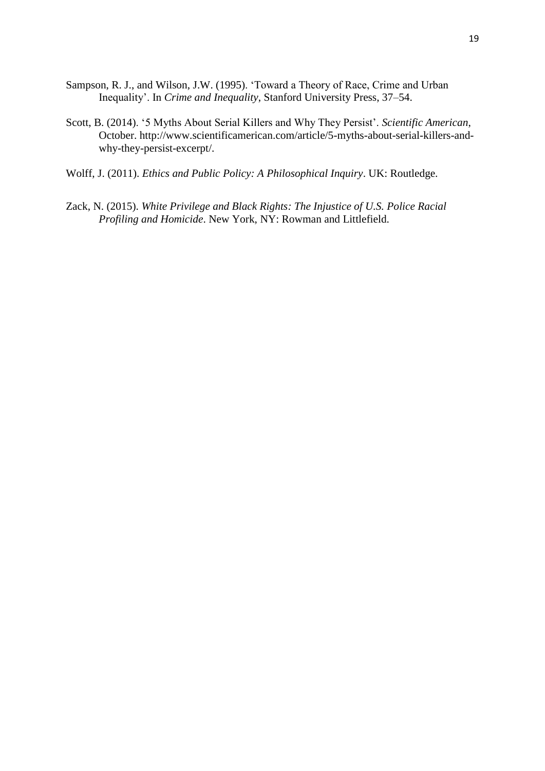Sampson, R. J., and Wilson, J.W. (1995). 'Toward a Theory of Race, Crime and Urban Inequality'. In *Crime and Inequality*, Stanford University Press, 37–54.

Scott, B. (2014). '5 Myths About Serial Killers and Why They Persist'. *Scientific American*, October. http://www.scientificamerican.com/article/5-myths-about-serial-killers-and-why-they-persist-excerpt/.

Wolff, J. (2011). *Ethics and Public Policy: A Philosophical Inquiry*. UK: Routledge.

Zack, N. (2015). *White Privilege and Black Rights: The Injustice of U.S. Police Racial Profiling and Homicide*. New York, NY: Rowman and Littlefield.